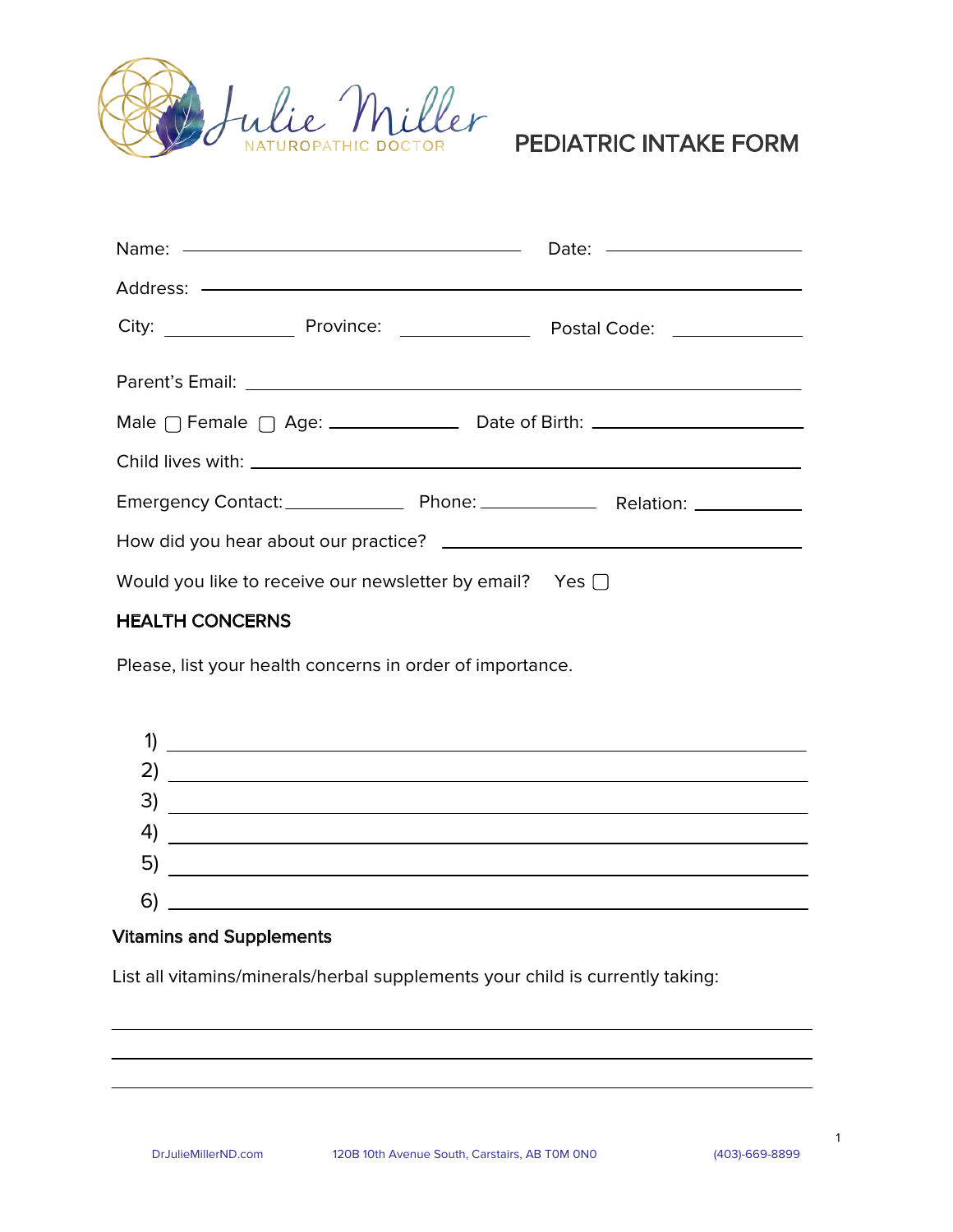Julie Miller
NATUROPATHIC DOCTOR

# PEDIATRIC INTAKE FORM

Name: ______________________________ Date: ________________

Address: ________________________________________________

City: ____________ Province: ____________ Postal Code: ____________

Parent's Email: ____________________________________________

Male ☐ Female ☐ Age: ____________ Date of Birth: ________________

Child lives with: ___________________________________________

Emergency Contact: ____________ Phone: ____________ Relation: __________

How did you hear about our practice? _______________________________

Would you like to receive our newsletter by email? Yes ☐

## HEALTH CONCERNS

Please, list your health concerns in order of importance.

1) ______________________________________________________
2) ______________________________________________________
3) ______________________________________________________
4) ______________________________________________________
5) ______________________________________________________
6) ______________________________________________________

## Vitamins and Supplements

List all vitamins/minerals/herbal supplements your child is currently taking:

______________________________________________________

______________________________________________________

______________________________________________________

DrJulieMillerND.com 120B 10th Avenue South, Carstairs, AB T0M 0N0 (403)-669-8899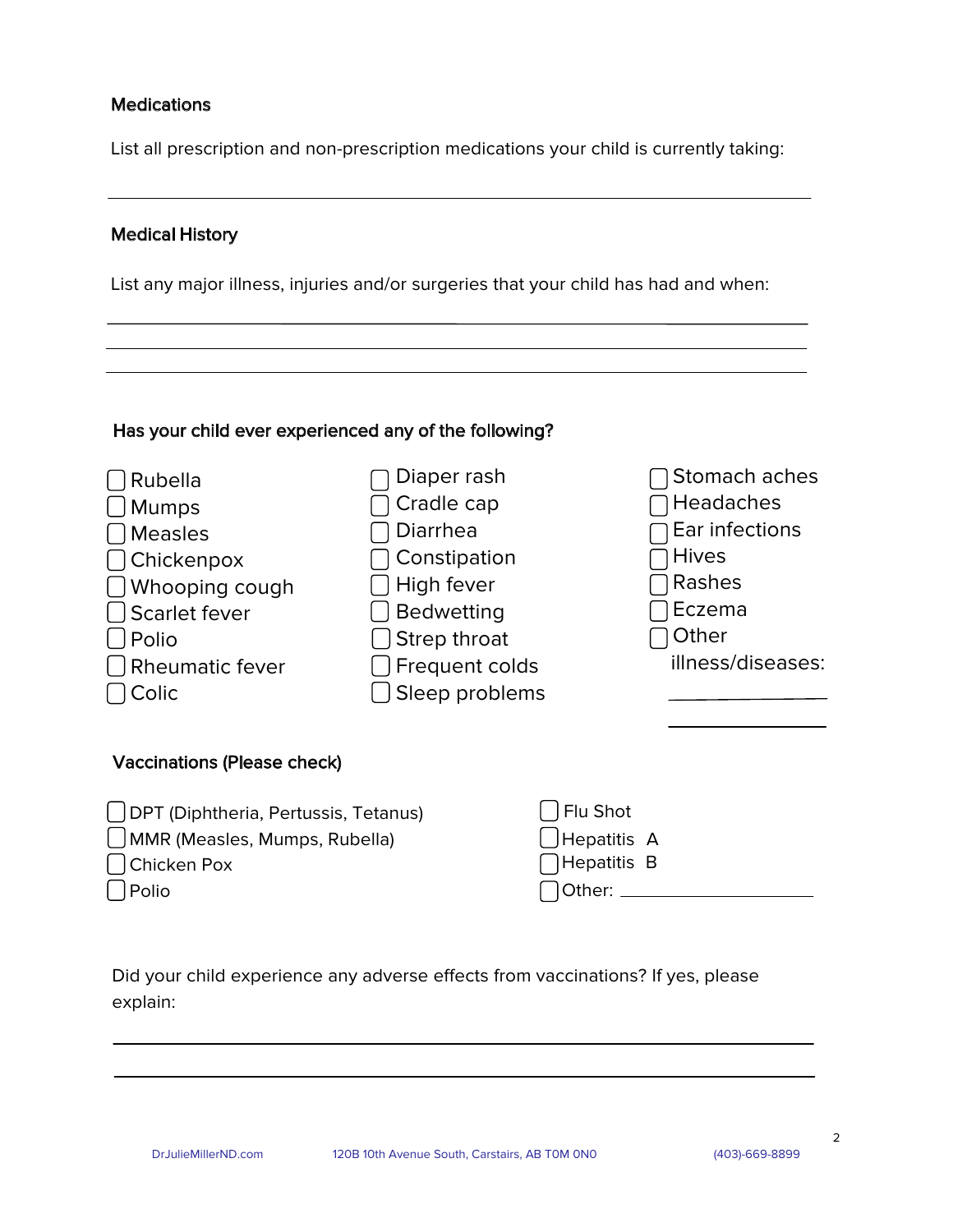## Medications

List all prescription and non-prescription medications your child is currently taking:

\_\_\_\_\_\_\_\_\_\_\_\_\_\_\_\_\_\_\_\_\_\_\_\_\_\_\_\_\_\_\_\_\_\_\_\_\_\_\_\_\_\_\_\_\_\_\_\_\_\_\_\_\_\_\_\_\_\_\_\_

## Medical History

List any major illness, injuries and/or surgeries that your child has had and when:

\_\_\_\_\_\_\_\_\_\_\_\_\_\_\_\_\_\_\_\_\_\_\_\_\_\_\_\_\_\_\_\_\_\_\_\_\_\_\_\_\_\_\_\_\_\_\_\_\_\_\_\_\_\_\_\_\_\_\_\_

\_\_\_\_\_\_\_\_\_\_\_\_\_\_\_\_\_\_\_\_\_\_\_\_\_\_\_\_\_\_\_\_\_\_\_\_\_\_\_\_\_\_\_\_\_\_\_\_\_\_\_\_\_\_\_\_\_\_\_\_

\_\_\_\_\_\_\_\_\_\_\_\_\_\_\_\_\_\_\_\_\_\_\_\_\_\_\_\_\_\_\_\_\_\_\_\_\_\_\_\_\_\_\_\_\_\_\_\_\_\_\_\_\_\_\_\_\_\_\_\_

### Has your child ever experienced any of the following?

- ☐ Rubella
- ☐ Mumps
- ☐ Measles
- ☐ Chickenpox
- ☐ Whooping cough
- ☐ Scarlet fever
- ☐ Polio
- ☐ Rheumatic fever
- ☐ Colic
- ☐ Diaper rash
- ☐ Cradle cap
- ☐ Diarrhea
- ☐ Constipation
- ☐ High fever
- ☐ Bedwetting
- ☐ Strep throat
- ☐ Frequent colds
- ☐ Sleep problems
- ☐ Stomach aches
- ☐ Headaches
- ☐ Ear infections
- ☐ Hives
- ☐ Rashes
- ☐ Eczema
- ☐ Other illness/diseases: \_\_\_\_\_\_\_\_\_\_\_\_\_\_\_\_ \_\_\_\_\_\_\_\_\_\_\_\_\_\_\_\_

### Vaccinations (Please check)

- ☐ DPT (Diphtheria, Pertussis, Tetanus)
- ☐ MMR (Measles, Mumps, Rubella)
- ☐ Chicken Pox
- ☐ Polio
- ☐ Flu Shot
- ☐ Hepatitis A
- ☐ Hepatitis B
- ☐ Other: \_\_\_\_\_\_\_\_\_\_\_\_\_\_\_\_\_\_\_\_

Did your child experience any adverse effects from vaccinations? If yes, please explain:

\_\_\_\_\_\_\_\_\_\_\_\_\_\_\_\_\_\_\_\_\_\_\_\_\_\_\_\_\_\_\_\_\_\_\_\_\_\_\_\_\_\_\_\_\_\_\_\_\_\_\_\_\_\_\_\_\_\_\_\_

\_\_\_\_\_\_\_\_\_\_\_\_\_\_\_\_\_\_\_\_\_\_\_\_\_\_\_\_\_\_\_\_\_\_\_\_\_\_\_\_\_\_\_\_\_\_\_\_\_\_\_\_\_\_\_\_\_\_\_\_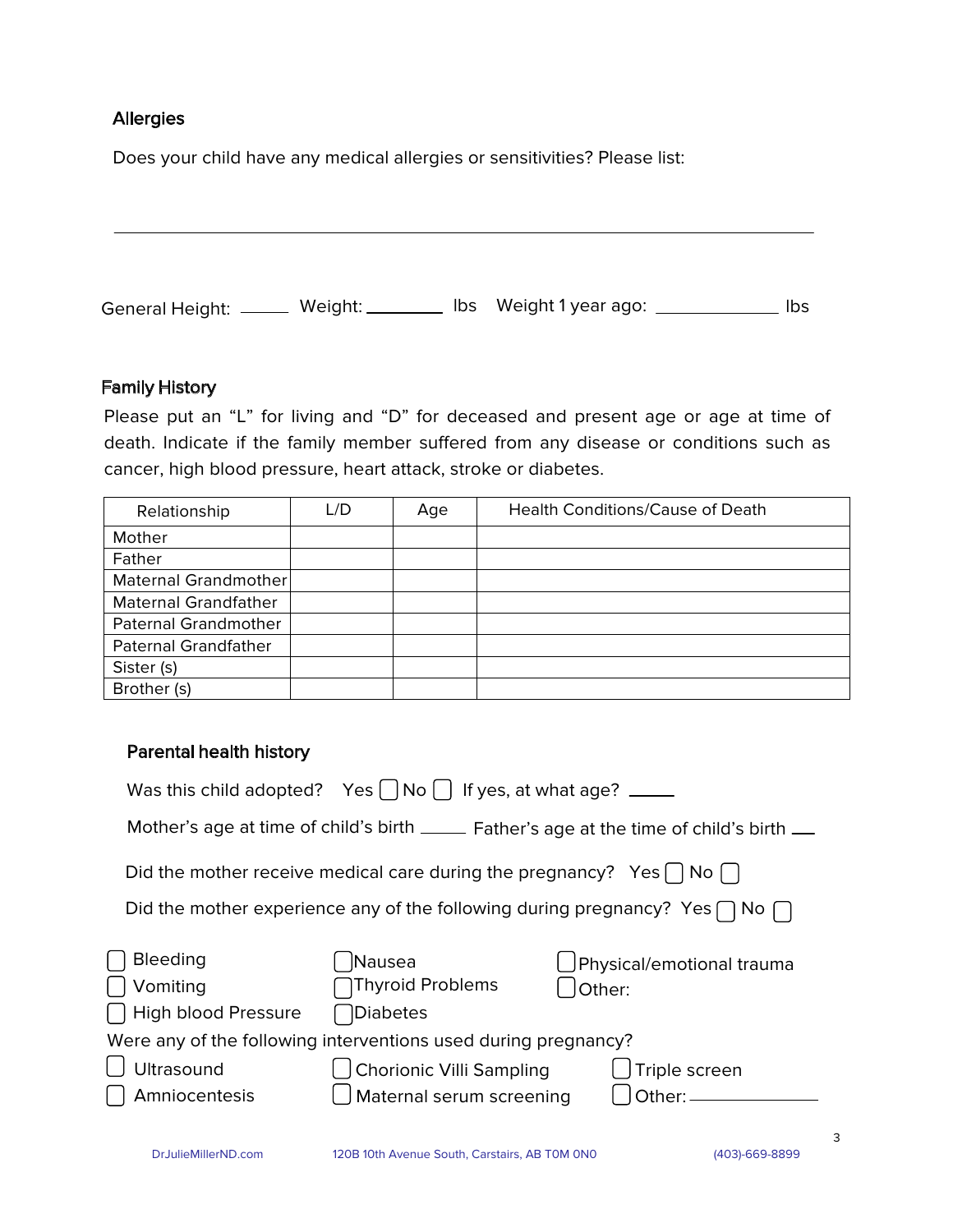## Allergies

Does your child have any medical allergies or sensitivities? Please list:

______________________________________________________________________

General Height: ______ Weight: _________ lbs Weight 1 year ago: ______________ lbs

## Family History

Please put an "L" for living and "D" for deceased and present age or age at time of death. Indicate if the family member suffered from any disease or conditions such as cancer, high blood pressure, heart attack, stroke or diabetes.

| Relationship | L/D | Age | Health Conditions/Cause of Death |
|---|---|---|---|
| Mother | | | |
| Father | | | |
| Maternal Grandmother | | | |
| Maternal Grandfather | | | |
| Paternal Grandmother | | | |
| Paternal Grandfather | | | |
| Sister (s) | | | |
| Brother (s) | | | |

## Parental health history

Was this child adopted? Yes ☐ No ☐ If yes, at what age? _____

Mother's age at time of child's birth _____ Father's age at the time of child's birth ___

Did the mother receive medical care during the pregnancy? Yes ☐ No ☐

Did the mother experience any of the following during pregnancy? Yes ☐ No ☐

- ☐ Bleeding
- ☐ Vomiting
- ☐ High blood Pressure
- ☐ Nausea
- ☐ Thyroid Problems
- ☐ Diabetes
- ☐ Physical/emotional trauma
- ☐ Other:

Were any of the following interventions used during pregnancy?

- ☐ Ultrasound
- ☐ Amniocentesis
- ☐ Chorionic Villi Sampling
- ☐ Maternal serum screening
- ☐ Triple screen
- ☐ Other: ______________

DrJulieMillerND.com 120B 10th Avenue South, Carstairs, AB T0M 0N0 (403)-669-8899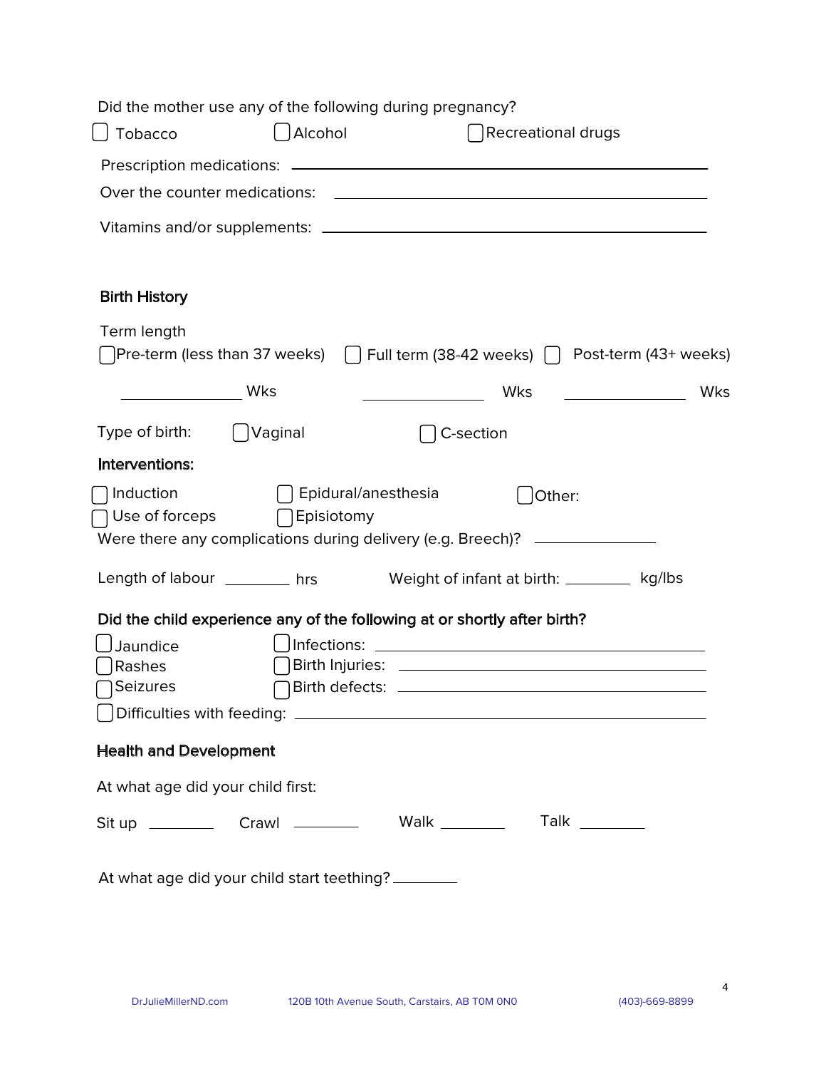Did the mother use any of the following during pregnancy?

☐ Tobacco ☐ Alcohol ☐ Recreational drugs

Prescription medications: ______________________________

Over the counter medications: ______________________________

Vitamins and/or supplements: ______________________________

### Birth History

Term length

☐ Pre-term (less than 37 weeks) ☐ Full term (38-42 weeks) ☐ Post-term (43+ weeks)

__________ Wks __________ Wks __________ Wks

Type of birth: ☐ Vaginal ☐ C-section

**Interventions:**

☐ Induction ☐ Epidural/anesthesia ☐ Other:

☐ Use of forceps ☐ Episiotomy

Were there any complications during delivery (e.g. Breech)? __________

Length of labour ________ hrs Weight of infant at birth: ________ kg/lbs

**Did the child experience any of the following at or shortly after birth?**

☐ Jaundice ☐ Infections: ______________________________

☐ Rashes ☐ Birth Injuries: ______________________________

☐ Seizures ☐ Birth defects: ______________________________

☐ Difficulties with feeding: ______________________________

### Health and Development

At what age did your child first:

Sit up ________ Crawl ________ Walk ________ Talk ________

At what age did your child start teething? ________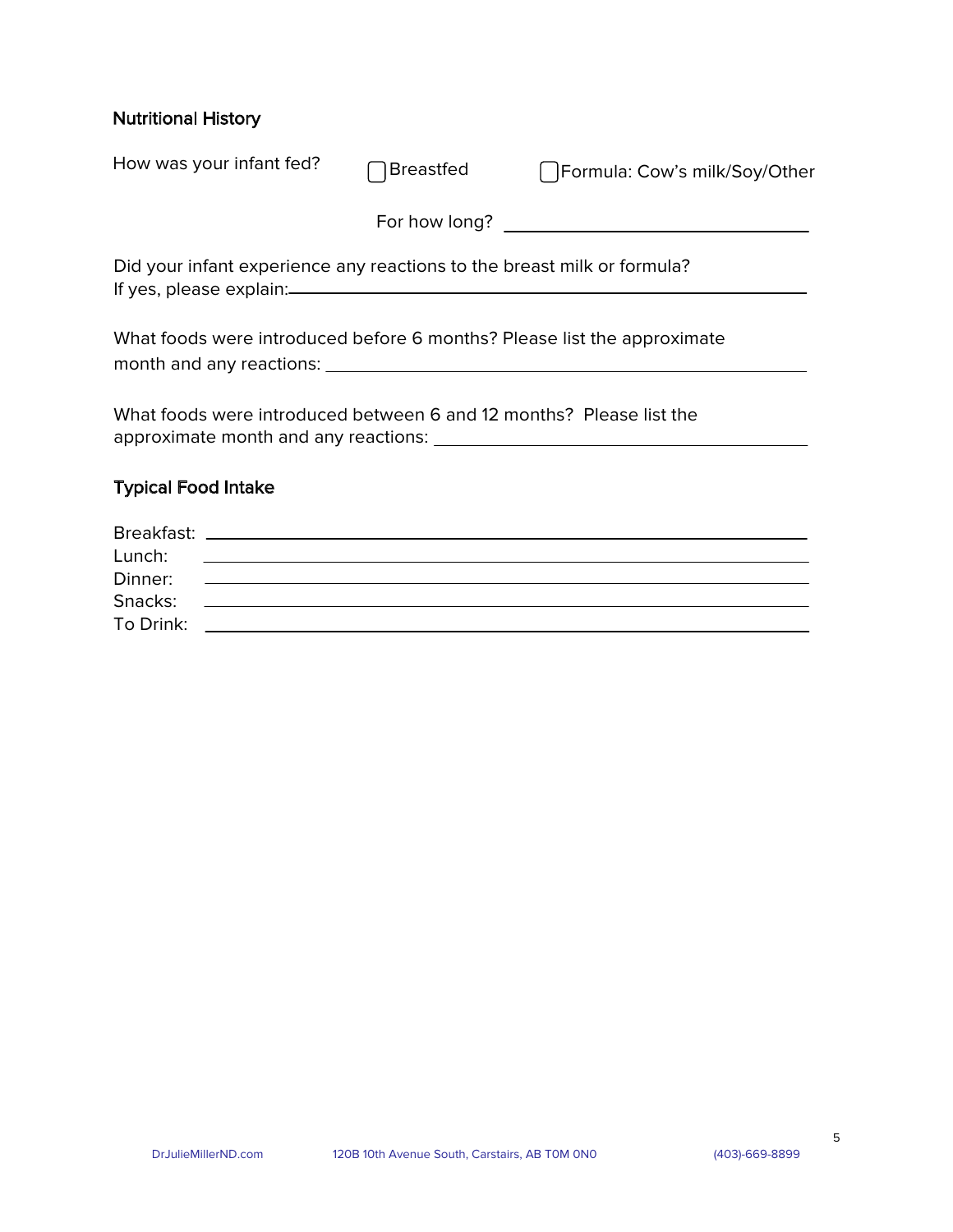## Nutritional History

How was your infant fed? ☐ Breastfed ☐ Formula: Cow's milk/Soy/Other

For how long? ______________________________

Did your infant experience any reactions to the breast milk or formula?
If yes, please explain: ______________________________

What foods were introduced before 6 months? Please list the approximate month and any reactions: ______________________________

What foods were introduced between 6 and 12 months? Please list the approximate month and any reactions: ______________________________

## Typical Food Intake

Breakfast: ______________________________
Lunch: ______________________________
Dinner: ______________________________
Snacks: ______________________________
To Drink: ______________________________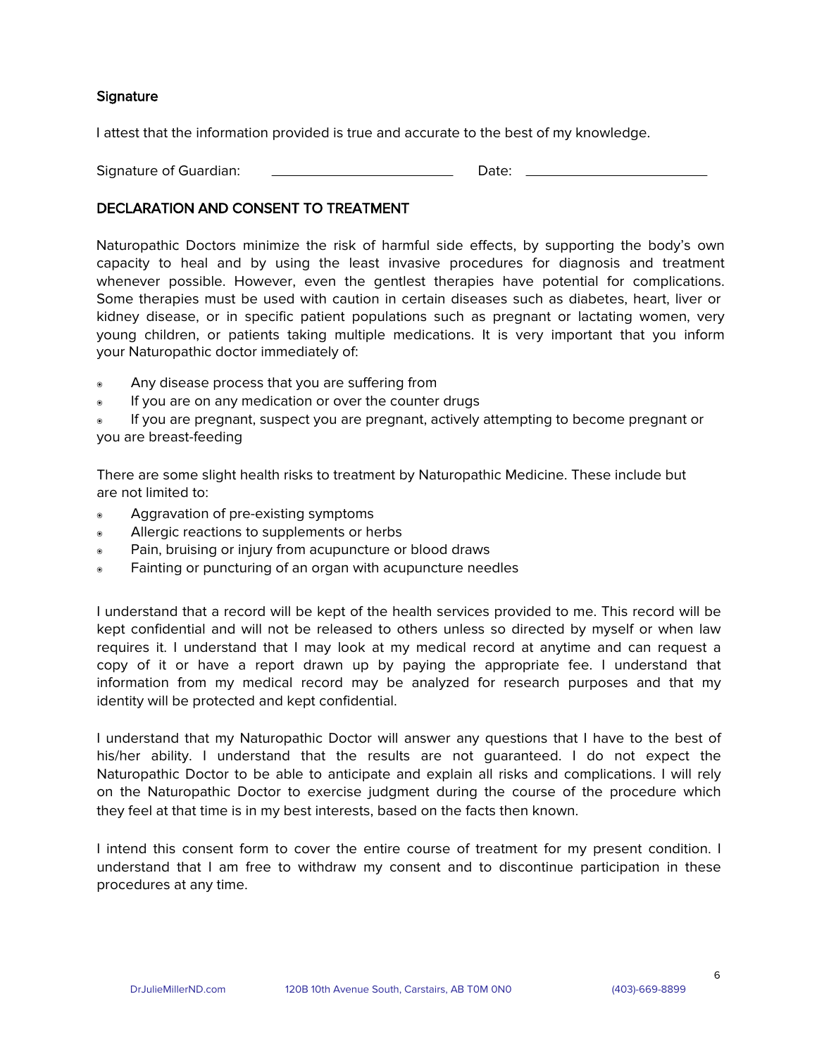### Signature

I attest that the information provided is true and accurate to the best of my knowledge.

Signature of Guardian: ________________________ Date: ________________________

### DECLARATION AND CONSENT TO TREATMENT

Naturopathic Doctors minimize the risk of harmful side effects, by supporting the body's own capacity to heal and by using the least invasive procedures for diagnosis and treatment whenever possible. However, even the gentlest therapies have potential for complications. Some therapies must be used with caution in certain diseases such as diabetes, heart, liver or kidney disease, or in specific patient populations such as pregnant or lactating women, very young children, or patients taking multiple medications. It is very important that you inform your Naturopathic doctor immediately of:

- Any disease process that you are suffering from
- If you are on any medication or over the counter drugs
- If you are pregnant, suspect you are pregnant, actively attempting to become pregnant or you are breast-feeding

There are some slight health risks to treatment by Naturopathic Medicine. These include but are not limited to:

- Aggravation of pre-existing symptoms
- Allergic reactions to supplements or herbs
- Pain, bruising or injury from acupuncture or blood draws
- Fainting or puncturing of an organ with acupuncture needles

I understand that a record will be kept of the health services provided to me. This record will be kept confidential and will not be released to others unless so directed by myself or when law requires it. I understand that I may look at my medical record at anytime and can request a copy of it or have a report drawn up by paying the appropriate fee. I understand that information from my medical record may be analyzed for research purposes and that my identity will be protected and kept confidential.

I understand that my Naturopathic Doctor will answer any questions that I have to the best of his/her ability. I understand that the results are not guaranteed. I do not expect the Naturopathic Doctor to be able to anticipate and explain all risks and complications. I will rely on the Naturopathic Doctor to exercise judgment during the course of the procedure which they feel at that time is in my best interests, based on the facts then known.

I intend this consent form to cover the entire course of treatment for my present condition. I understand that I am free to withdraw my consent and to discontinue participation in these procedures at any time.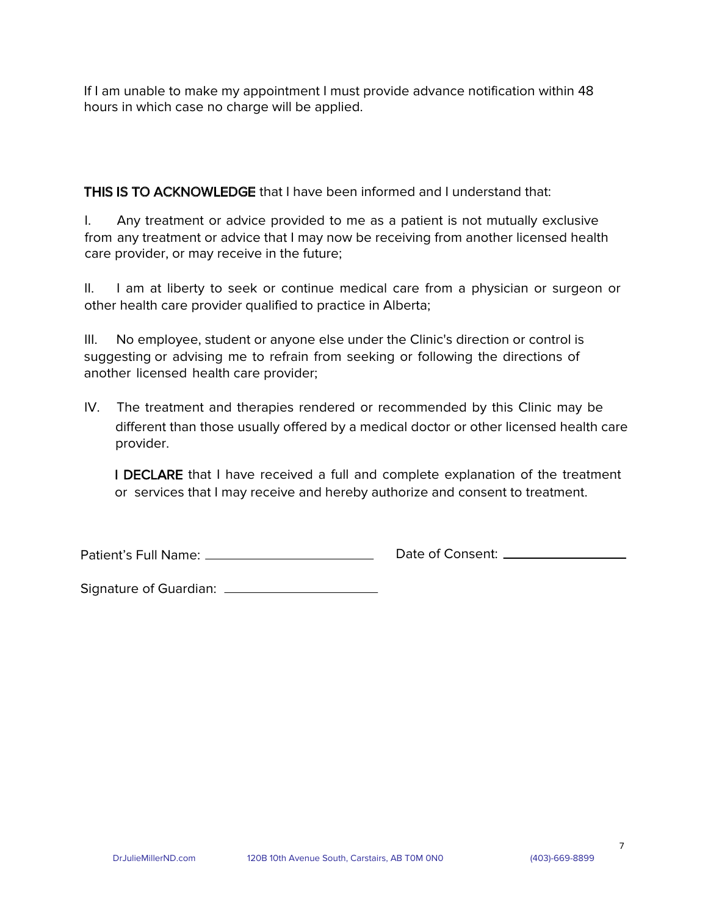If I am unable to make my appointment I must provide advance notification within 48 hours in which case no charge will be applied.

**THIS IS TO ACKNOWLEDGE** that I have been informed and I understand that:

I. Any treatment or advice provided to me as a patient is not mutually exclusive from any treatment or advice that I may now be receiving from another licensed health care provider, or may receive in the future;

II. I am at liberty to seek or continue medical care from a physician or surgeon or other health care provider qualified to practice in Alberta;

III. No employee, student or anyone else under the Clinic's direction or control is suggesting or advising me to refrain from seeking or following the directions of another licensed health care provider;

IV. The treatment and therapies rendered or recommended by this Clinic may be different than those usually offered by a medical doctor or other licensed health care provider.

**I DECLARE** that I have received a full and complete explanation of the treatment or services that I may receive and hereby authorize and consent to treatment.

Patient's Full Name: ______________________ Date of Consent: ________________

Signature of Guardian: ____________________

DrJulieMillerND.com 120B 10th Avenue South, Carstairs, AB T0M 0N0 (403)-669-8899